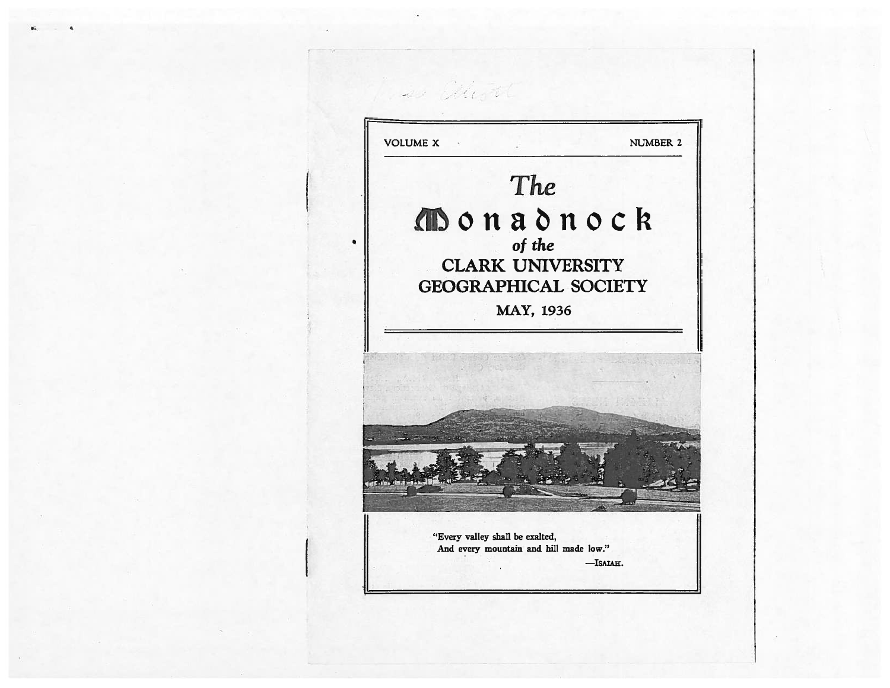VOLUME X NUMBER 2

# The Monadnock

*of the*

## CLARK UNIVERSITY GEOGRAPHICAL SOCIETY

MAY, 1936

"Every valley shall be exalted,
And every mountain and hill made low."
—ISAIAH.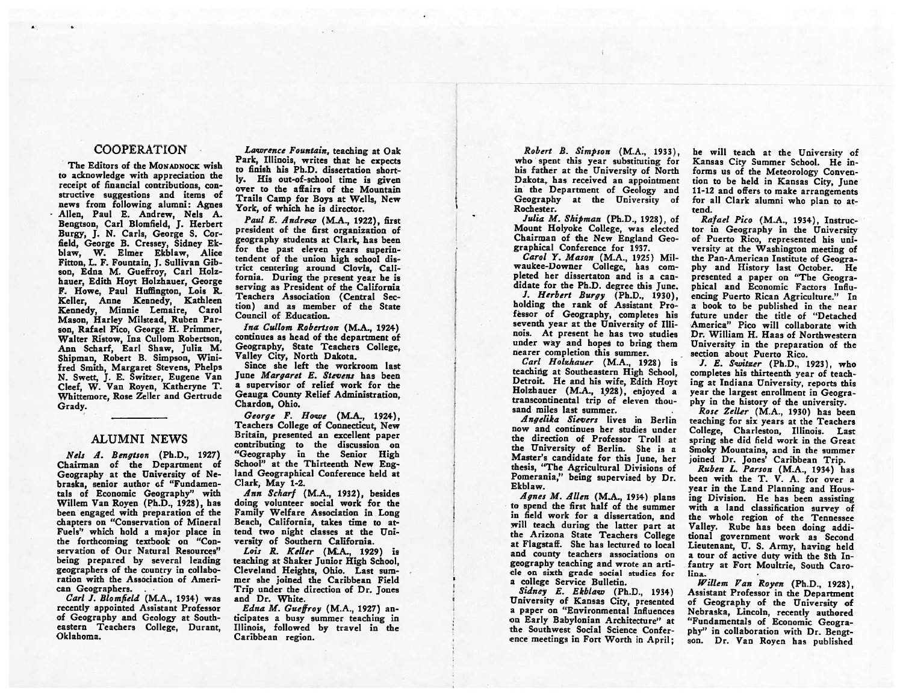## COOPERATION

The Editors of the MONADNOCK wish to acknowledge with appreciation the receipt of financial contributions, constructive suggestions and items of news from following alumni: Agnes Allen, Paul E. Andrew, Nels A. Bengtson, Carl Blomfield, J. Herbert Burgy, J. N. Carls, George S. Corfield, George B. Cressey, Sidney Ekblaw, W. Elmer Ekblaw, Alice Fitton, L. F. Fountain, J. Sullivan Gibson, Edna M. Gueffroy, Carl Holzhauer, Edith Hoyt Holzhauer, George F. Howe, Paul Huffington, Lois R. Keller, Anne Kennedy, Kathleen Kennedy, Minnie Lemaire, Carol Mason, Harley Milstead, Ruben Parson, Rafael Pico, George H. Primmer, Walter Ristow, Ina Cullom Robertson, Ann Scharf, Earl Shaw, Julia M. Shipman, Robert B. Simpson, Winifred Smith, Margaret Stevens, Phelps N. Swett, J. E. Switzer, Eugene Van Cleef, W. Van Royen, Katheryne T. Whittemore, Rose Zeller and Gertrude Grady.

## ALUMNI NEWS

*Nels A. Bengtson* (Ph.D., 1927) Chairman of the Department of Geography at the University of Nebraska, senior author of "Fundamentals of Economic Geography" with Willem Van Royen (Ph.D., 1928), has been engaged with preparation of the chapters on "Conservation of Mineral Fuels" which hold a major place in the forthcoming textbook on "Conservation of Our Natural Resources" being prepared by several leading geographers of the country in collaboration with the Association of American Geographers.

*Carl J. Blomfield* (M.A., 1934) was recently appointed Assistant Professor of Geography and Geology at Southeastern Teachers College, Durant, Oklahoma.

*Lawrence Fountain*, teaching at Oak Park, Illinois, writes that he expects to finish his Ph.D. dissertation shortly. His out-of-school time is given over to the affairs of the Mountain Trails Camp for Boys at Wells, New York, of which he is director.

*Paul E. Andrew* (M.A., 1922), first president of the first organization of geography students at Clark, has been for the past eleven years superintendent of the union high school district centering around Clovis, California. During the present year he is serving as President of the California Teachers Association (Central Section) and as member of the State Council of Education.

*Ina Cullom Robertson* (M.A., 1924) continues as head of the department of Geography, State Teachers College, Valley City, North Dakota.

Since she left the workroom last June *Margaret E. Stevens* has been a supervisor of relief work for the Geauga County Relief Administration, Chardon, Ohio.

*George F. Howe* (M.A., 1924), Teachers College of Connecticut, New Britain, presented an excellent paper contributing to the discussion on "Geography in the Senior High School" at the Thirteenth New England Geographical Conference held at Clark, May 1-2.

*Ann Scharf* (M.A., 1932), besides doing volunteer social work for the Family Welfare Association in Long Beach, California, takes time to attend two night classes at the University of Southern California.

*Lois R. Keller* (M.A., 1929) is teaching at Shaker Junior High School, Cleveland Heights, Ohio. Last summer she joined the Caribbean Field Trip under the direction of Dr. Jones and Dr. White.

*Edna M. Gueffroy* (M.A., 1927) anticipates a busy summer teaching in Illinois, followed by travel in the Caribbean region.

*Robert B. Simpson* (M.A., 1933), who spent this year substituting for his father at the University of North Dakota, has received an appointment in the Department of Geology and Geography at the University of Rochester.

*Julia M. Shipman* (Ph.D., 1928), of Mount Holyoke College, was elected Chairman of the New England Geographical Conference for 1937.

*Carol Y. Mason* (M.A., 1925) Milwaukee-Downer College, has completed her dissertaton and is a candidate for the Ph.D. degree this June.

*J. Herbert Burgy* (Ph.D., 1930), holding the rank of Assistant Professor of Geography, completes his seventh year at the University of Illinois. At present he has two studies under way and hopes to bring them nearer completion this summer.

*Carl Holzhauer* (M.A., 1928) is teaching at Southeastern High School, Detroit. He and his wife, Edith Hoyt Holzhauer (M.A., 1928), enjoyed a transcontinental trip of eleven thousand miles last summer.

*Angelika Sievers* lives in Berlin now and continues her studies under the direction of Professor Troll at the University of Berlin. She is a Master's candidate for this June, her thesis, "The Agricultural Divisions of Pomerania," being supervised by Dr. Ekblaw.

*Agnes M. Allen* (M.A., 1934) plans to spend the first half of the summer in field work for a dissertation, and will teach during the latter part at the Arizona State Teachers College at Flagstaff. She has lectured to local and county teachers associations on geography teaching and wrote an article on sixth grade social studies for a college Service Bulletin.

*Sidney E. Ekblaw* (Ph.D., 1934) University of Kansas City, presented a paper on "Environmental Influences on Early Babylonian Architecture" at the Southwest Social Science Conference meetings in Fort Worth in April; he will teach at the University of Kansas City Summer School. He informs us of the Meteorology Convention to be held in Kansas City, June 11-12 and offers to make arrangements for all Clark alumni who plan to attend.

*Rafael Pico* (M.A., 1934), Instructor in Geography in the University of Puerto Rico, represented his university at the Washington meeting of the Pan-American Institute of Geography and History last October. He presented a paper on "The Geographical and Economic Factors Influencing Puerto Rican Agriculture." In a book to be published in the near future under the title of "Detached America" Pico will collaborate with Dr. William H. Haas of Northwestern University in the preparation of the section about Puerto Rico.

*J. E. Switzer* (Ph.D., 1923), who completes his thirteenth year of teaching at Indiana University, reports this year the largest enrollment in Geography in the history of the university.

*Rose Zeller* (M.A., 1930) has been teaching for six years at the Teachers College, Charleston, Illinois. Last spring she did field work in the Great Smoky Mountains, and in the summer joined Dr. Jones' Caribbean Trip.

*Ruben L. Parson* (M.A., 1934) has been with the T. V. A. for over a year in the Land Planning and Housing Division. He has been assisting with a land classification survey of the whole region of the Tennessee Valley. Rube has been doing additional government work as Second Lieutenant, U. S. Army, having held a tour of active duty with the 8th Infantry at Fort Moultrie, South Carolina.

*Willem Van Royen* (Ph.D., 1928), Assistant Professor in the Department of Geography of the University of Nebraska, Lincoln, recently authored "Fundamentals of Economic Geography" in collaboration with Dr. Bengtson. Dr. Van Royen has published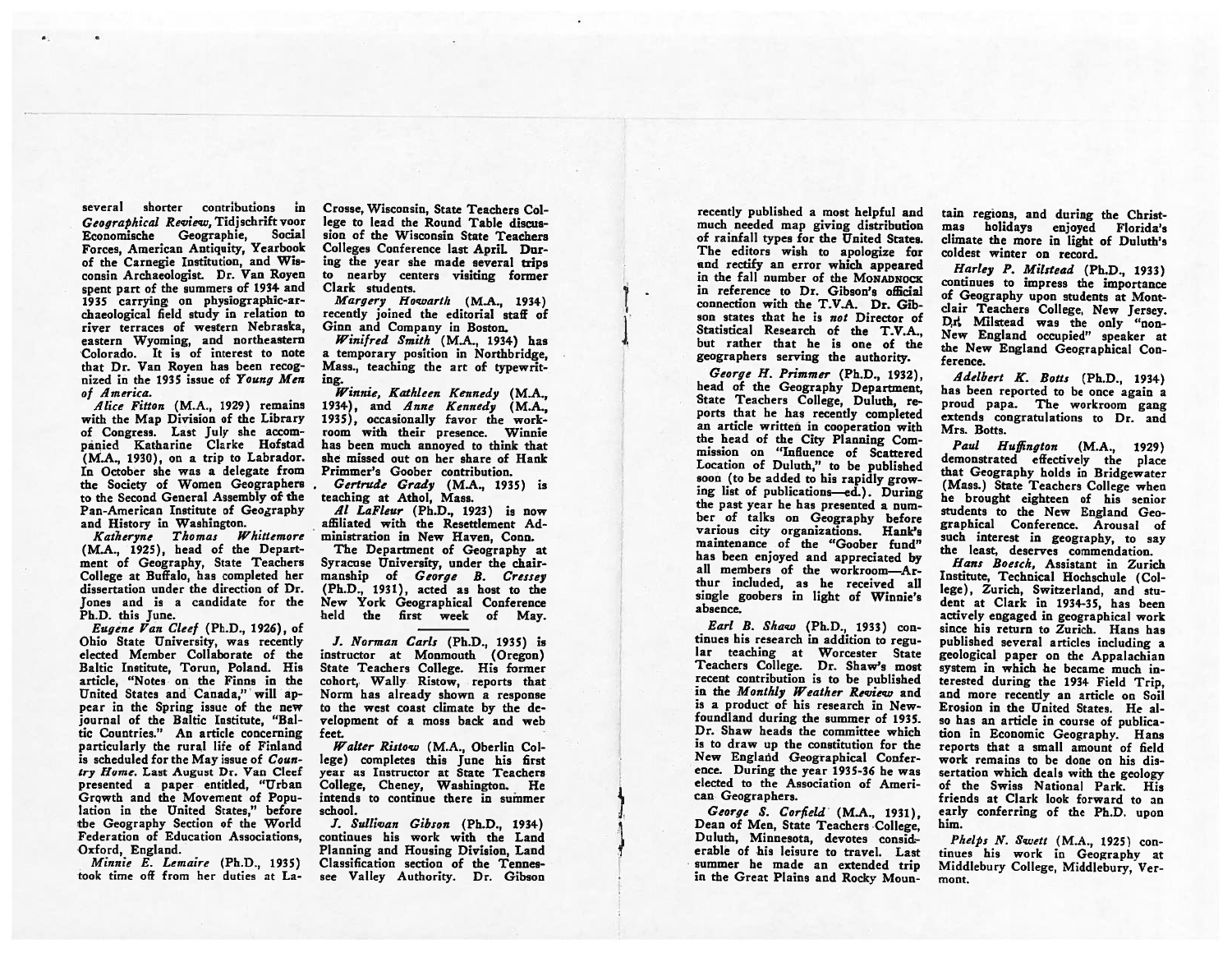several shorter contributions in *Geographical Review*, Tidjschrift voor Economische Geographie, Social Forces, American Antiquity, Yearbook of the Carnegie Institution, and Wisconsin Archaeologist. Dr. Van Royen spent part of the summers of 1934 and 1935 carrying on physiographic-archaeological field study in relation to river terraces of western Nebraska, eastern Wyoming, and northeastern Colorado. It is of interest to note that Dr. Van Royen has been recognized in the 1935 issue of *Young Men of America*.

*Alice Fitton* (M.A., 1929) remains with the Map Division of the Library of Congress. Last July she accompanied Katharine Clarke Hofstad (M.A., 1930), on a trip to Labrador. In October she was a delegate from the Society of Women Geographers to the Second General Assembly of the Pan-American Institute of Geography and History in Washington.

*Katheryne Thomas Whittemore* (M.A., 1925), head of the Department of Geography, State Teachers College at Buffalo, has completed her dissertation under the direction of Dr. Jones and is a candidate for the Ph.D. this June.

*Eugene Van Cleef* (Ph.D., 1926), of Ohio State University, was recently elected Member Collaborate of the Baltic Institute, Torun, Poland. His article, "Notes on the Finns in the United States and Canada," will appear in the Spring issue of the new journal of the Baltic Institute, "Baltic Countries." An article concerning particularly the rural life of Finland is scheduled for the May issue of *Country Home*. Last August Dr. Van Cleef presented a paper entitled, "Urban Growth and the Movement of Population in the United States," before the Geography Section of the World Federation of Education Associations, Oxford, England.

*Minnie E. Lemaire* (Ph.D., 1935) took time off from her duties at La-Crosse, Wisconsin, State Teachers College to lead the Round Table discussion of the Wisconsin State Teachers Colleges Conference last April. During the year she made several trips to nearby centers visiting former Clark students.

*Margery Howarth* (M.A., 1934) recently joined the editorial staff of Ginn and Company in Boston.

*Winifred Smith* (M.A., 1934) has a temporary position in Northbridge, Mass., teaching the art of typewriting.

*Winnie, Kathleen Kennedy* (M.A., 1934), and *Anne Kennedy* (M.A., 1935), occasionally favor the workroom with their presence. Winnie has been much annoyed to think that she missed out on her share of Hank Primmer's Goober contribution.

*Gertrude Grady* (M.A., 1935) is teaching at Athol, Mass.

*Al LaFleur* (Ph.D., 1923) is now affiliated with the Resettlement Administration in New Haven, Conn.

The Department of Geography at Syracuse University, under the chairmanship of *George B. Cressey* (Ph.D., 1931), acted as host to the New York Geographical Conference held the first week of May.

---

*J. Norman Carls* (Ph.D., 1935) is instructor at Monmouth (Oregon) State Teachers College. His former cohort, Wally Ristow, reports that Norm has already shown a response to the west coast climate by the development of a moss back and web feet.

*Walter Ristow* (M.A., Oberlin College) completes this June his first year as Instructor at State Teachers College, Cheney, Washington. He intends to continue there in summer school.

*J. Sullivan Gibson* (Ph.D., 1934) continues his work with the Land Planning and Housing Division, Land Classification section of the Tennessee Valley Authority. Dr. Gibson recently published a most helpful and much needed map giving distribution of rainfall types for the United States. The editors wish to apologize for and rectify an error which appeared in the fall number of the MONADNOCK in reference to Dr. Gibson's official connection with the T.V.A. Dr. Gibson states that he is *not* Director of Statistical Research of the T.V.A., but rather that he is one of the geographers serving the authority.

*George H. Primmer* (Ph.D., 1932), head of the Geography Department, State Teachers College, Duluth, reports that he has recently completed an article written in cooperation with the head of the City Planning Commission on "Influence of Scattered Location of Duluth," to be published soon (to be added to his rapidly growing list of publications—ed.). During the past year he has presented a number of talks on Geography before various city organizations. Hank's maintenance of the "Goober fund" has been enjoyed and appreciated by all members of the workroom—Arthur included, as he received all single goobers in light of Winnie's absence.

*Earl B. Shaw* (Ph.D., 1933) continues his research in addition to regular teaching at Worcester State Teachers College. Dr. Shaw's most recent contribution is to be published in the *Monthly Weather Review* and is a product of his research in Newfoundland during the summer of 1935. Dr. Shaw heads the committee which is to draw up the constitution for the New England Geographical Conference. During the year 1935-36 he was elected to the Association of American Geographers.

*George S. Corfield* (M.A., 1931), Dean of Men, State Teachers College, Duluth, Minnesota, devotes considerable of his leisure to travel. Last summer he made an extended trip in the Great Plains and Rocky Mountain regions, and during the Christmas holidays enjoyed Florida's climate the more in light of Duluth's coldest winter on record.

*Harley P. Milstead* (Ph.D., 1933) continues to impress the importance of Geography upon students at Montclair Teachers College, New Jersey. Dr. Milstead was the only "non-New England occupied" speaker at the New England Geographical Conference.

*Adelbert K. Botts* (Ph.D., 1934) has been reported to be once again a proud papa. The workroom gang extends congratulations to Dr. and Mrs. Botts.

*Paul Huffington* (M.A., 1929) demonstrated effectively the place that Geography holds in Bridgewater (Mass.) State Teachers College when he brought eighteen of his senior students to the New England Geographical Conference. Arousal of such interest in geography, to say the least, deserves commendation.

*Hans Boesch*, Assistant in Zurich Institute, Technical Hochschule (College), Zurich, Switzerland, and student at Clark in 1934-35, has been actively engaged in geographical work since his return to Zurich. Hans has published several articles including a geological paper on the Appalachian system in which he became much interested during the 1934 Field Trip, and more recently an article on Soil Erosion in the United States. He also has an article in course of publication in Economic Geography. Hans reports that a small amount of field work remains to be done on his dissertation which deals with the geology of the Swiss National Park. His friends at Clark look forward to an early conferring of the Ph.D. upon him.

*Phelps N. Swett* (M.A., 1925) continues his work in Geography at Middlebury College, Middlebury, Vermont.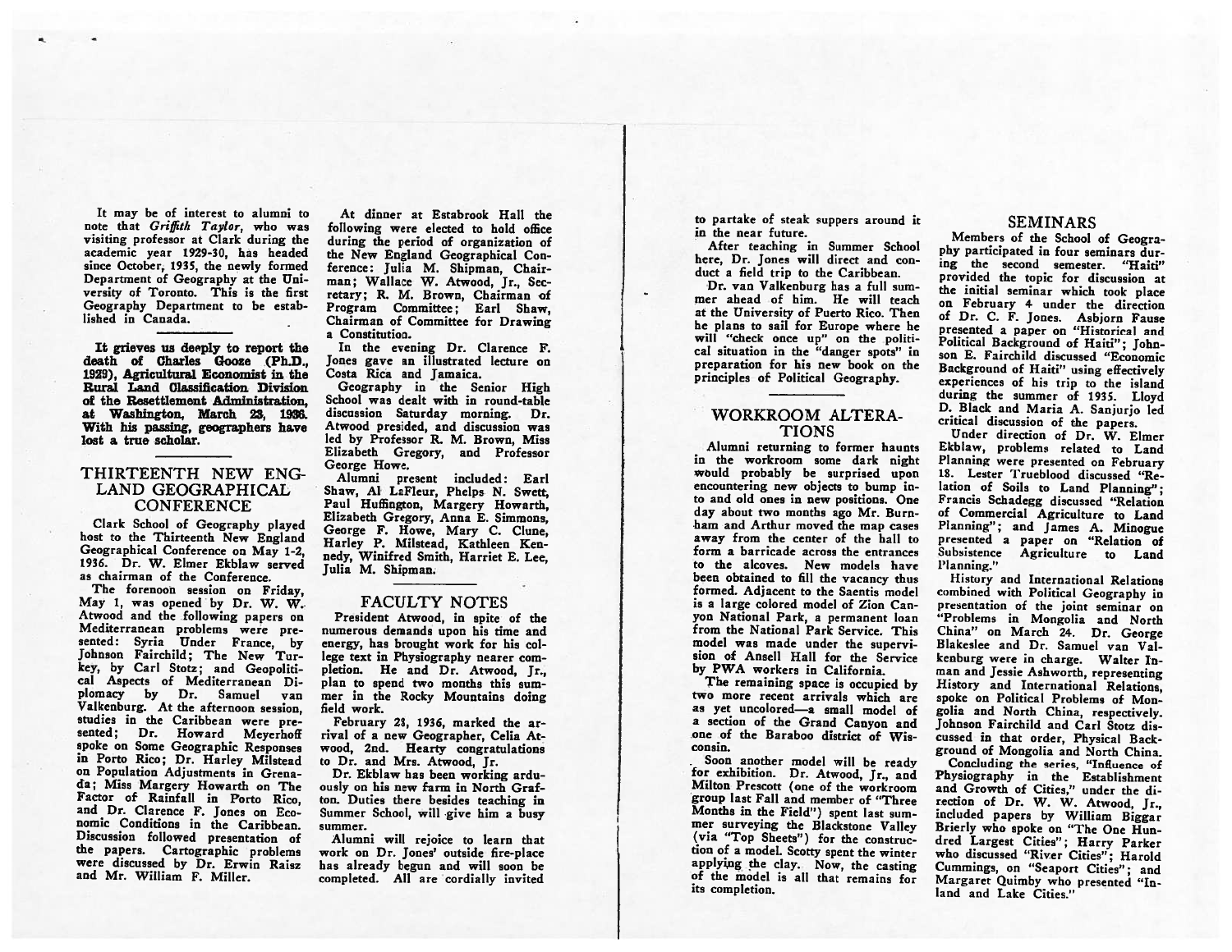It may be of interest to alumni to note that *Griffith Taylor*, who was visiting professor at Clark during the academic year 1929-30, has headed since October, 1935, the newly formed Department of Geography at the University of Toronto. This is the first Geography Department to be established in Canada.

---

**It grieves us deeply to report the death of Charles Gooze (Ph.D., 1929), Agricultural Economist in the Rural Land Classification Division of the Resettlement Administration, at Washington, March 23, 1936. With his passing, geographers have lost a true scholar.**

---

## THIRTEENTH NEW ENGLAND GEOGRAPHICAL CONFERENCE

Clark School of Geography played host to the Thirteenth New England Geographical Conference on May 1-2, 1936. Dr. W. Elmer Ekblaw served as chairman of the Conference.

The forenoon session on Friday, May 1, was opened by Dr. W. W. Atwood and the following papers on Mediterranean problems were presented: Syria Under France, by Johnson Fairchild; The New Turkey, by Carl Stotz; and Geopolitical Aspects of Mediterranean Diplomacy by Dr. Samuel van Valkenburg. At the afternoon session, studies in the Caribbean were presented; Dr. Howard Meyerhoff spoke on Some Geographic Responses in Porto Rico; Dr. Harley Milstead on Population Adjustments in Grenada; Miss Margery Howarth on The Factor of Rainfall in Porto Rico, and Dr. Clarence F. Jones on Economic Conditions in the Caribbean. Discussion followed presentation of the papers. Cartographic problems were discussed by Dr. Erwin Raisz and Mr. William F. Miller.

At dinner at Estabrook Hall the following were elected to hold office during the period of organization of the New England Geographical Conference: Julia M. Shipman, Chairman; Wallace W. Atwood, Jr., Secretary; R. M. Brown, Chairman of Program Committee; Earl Shaw, Chairman of Committee for Drawing a Constitution.

In the evening Dr. Clarence F. Jones gave an illustrated lecture on Costa Rica and Jamaica.

Geography in the Senior High School was dealt with in round-table discussion Saturday morning. Dr. Atwood presided, and discussion was led by Professor R. M. Brown, Miss Elizabeth Gregory, and Professor George Howe.

Alumni present included: Earl Shaw, Al LaFleur, Phelps N. Swett, Paul Huffington, Margery Howarth, Elizabeth Gregory, Anna E. Simmons, George F. Howe, Mary C. Clune, Harley P. Milstead, Kathleen Kennedy, Winifred Smith, Harriet E. Lee, Julia M. Shipman.

---

## FACULTY NOTES

President Atwood, in spite of the numerous demands upon his time and energy, has brought work for his college text in Physiography nearer completion. He and Dr. Atwood, Jr., plan to spend two months this summer in the Rocky Mountains doing field work.

February 28, 1936, marked the arrival of a new Geographer, Celia Atwood, 2nd. Hearty congratulations to Dr. and Mrs. Atwood, Jr.

Dr. Ekblaw has been working arduously on his new farm in North Grafton. Duties there besides teaching in Summer School, will give him a busy summer.

Alumni will rejoice to learn that work on Dr. Jones' outside fire-place has already begun and will soon be completed. All are cordially invited to partake of steak suppers around it in the near future.

After teaching in Summer School here, Dr. Jones will direct and conduct a field trip to the Caribbean.

Dr. van Valkenburg has a full summer ahead of him. He will teach at the University of Puerto Rico. Then he plans to sail for Europe where he will "check once up" on the political situation in the "danger spots" in preparation for his new book on the principles of Political Geography.

---

## WORKROOM ALTERATIONS

Alumni returning to former haunts in the workroom some dark night would probably be surprised upon encountering new objects to bump into and old ones in new positions. One day about two months ago Mr. Burnham and Arthur moved the map cases away from the center of the hall to form a barricade across the entrances to the alcoves. New models have been obtained to fill the vacancy thus formed. Adjacent to the Saentis model is a large colored model of Zion Canyon National Park, a permanent loan from the National Park Service. This model was made under the supervision of Ansell Hall for the Service by PWA workers in California.

The remaining space is occupied by two more recent arrivals which are as yet uncolored—a small model of a section of the Grand Canyon and one of the Baraboo district of Wisconsin.

Soon another model will be ready for exhibition. Dr. Atwood, Jr., and Milton Prescott (one of the workroom group last Fall and member of "Three Months in the Field") spent last summer surveying the Blackstone Valley (via "Top Sheets") for the construction of a model. Scotty spent the winter applying the clay. Now, the casting of the model is all that remains for its completion.

## SEMINARS

Members of the School of Geography participated in four seminars during the second semester. "Haiti" provided the topic for discussion at the initial seminar which took place on February 4 under the direction of Dr. C. F. Jones. Asbjorn Fause presented a paper on "Historical and Political Background of Haiti"; Johnson E. Fairchild discussed "Economic Background of Haiti" using effectively experiences of his trip to the island during the summer of 1935. Lloyd D. Black and Maria A. Sanjurjo led critical discussion of the papers.

Under direction of Dr. W. Elmer Ekblaw, problems related to Land Planning were presented on February 18. Lester Trueblood discussed "Relation of Soils to Land Planning"; Francis Schadegg discussed "Relation of Commercial Agriculture to Land Planning"; and James A. Minogue presented a paper on "Relation of Subsistence Agriculture to Land Planning."

History and International Relations combined with Political Geography in presentation of the joint seminar on "Problems in Mongolia and North China" on March 24. Dr. George Blakeslee and Dr. Samuel van Valkenburg were in charge. Walter Inman and Jessie Ashworth, representing History and International Relations, spoke on Political Problems of Mongolia and North China, respectively. Johnson Fairchild and Carl Stotz discussed in that order, Physical Background of Mongolia and North China.

Concluding the series, "Influence of Physiography in the Establishment and Growth of Cities," under the direction of Dr. W. W. Atwood, Jr., included papers by William Biggar Brierly who spoke on "The One Hundred Largest Cities"; Harry Parker who discussed "River Cities"; Harold Cummings, on "Seaport Cities"; and Margaret Quimby who presented "Inland and Lake Cities."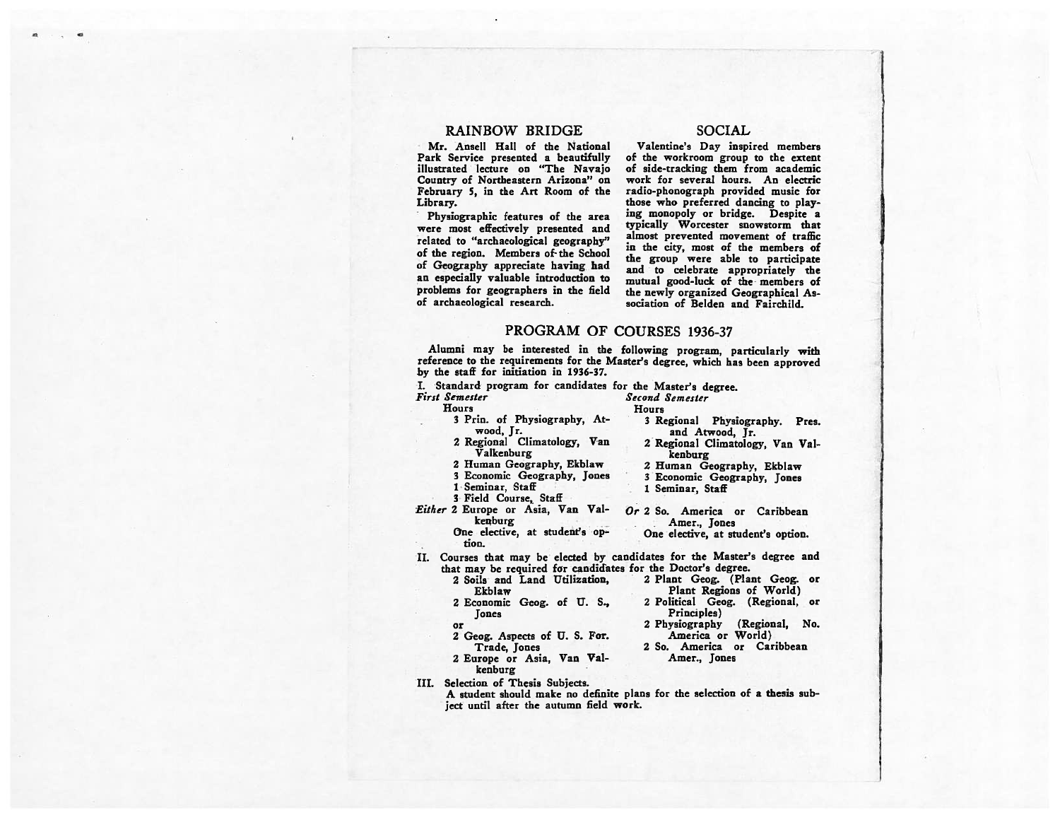## RAINBOW BRIDGE

Mr. Ansell Hall of the National Park Service presented a beautifully illustrated lecture on "The Navajo Country of Northeastern Arizona" on February 5, in the Art Room of the Library.

Physiographic features of the area were most effectively presented and related to "archaeological geography" of the region. Members of the School of Geography appreciate having had an especially valuable introduction to problems for geographers in the field of archaeological research.

## SOCIAL

Valentine's Day inspired members of the workroom group to the extent of side-tracking them from academic work for several hours. An electric radio-phonograph provided music for those who preferred dancing to playing monopoly or bridge. Despite a typically Worcester snowstorm that almost prevented movement of traffic in the city, most of the members of the group were able to participate and to celebrate appropriately the mutual good-luck of the members of the newly organized Geographical Association of Belden and Fairchild.

## PROGRAM OF COURSES 1936-37

Alumni may be interested in the following program, particularly with reference to the requirements for the Master's degree, which has been approved by the staff for initiation in 1936-37.

I. Standard program for candidates for the Master's degree.

| | *First Semester* | | *Second Semester* |
|---|---|---|---|
| | Hours | | Hours |
| | 3 Prin. of Physiography, Atwood, Jr. | | 3 Regional Physiography. Pres. and Atwood, Jr. |
| | 2 Regional Climatology, Van Valkenburg | | 2 Regional Climatology, Van Valkenburg |
| | 2 Human Geography, Ekblaw | | 2 Human Geography, Ekblaw |
| | 3 Economic Geography, Jones | | 3 Economic Geography, Jones |
| | 1 Seminar, Staff | | 1 Seminar, Staff |
| | 3 Field Course, Staff | | |
| *Either* | 2 Europe or Asia, Van Valkenburg | *Or* | 2 So. America or Caribbean Amer., Jones |
| | One elective, at student's option. | | One elective, at student's option. |

II. Courses that may be elected by candidates for the Master's degree and that may be required for candidates for the Doctor's degree.

| | |
|---|---|
| 2 Soils and Land Utilization, Ekblaw | 2 Plant Geog. (Plant Geog. or Plant Regions of World) |
| 2 Economic Geog. of U. S., Jones | 2 Political Geog. (Regional, or Principles) |
| or | 2 Physiography (Regional, No. America or World) |
| 2 Geog. Aspects of U. S. For. Trade, Jones | 2 So. America or Caribbean Amer., Jones |
| 2 Europe or Asia, Van Valkenburg | |

III. Selection of Thesis Subjects.

A student should make no definite plans for the selection of a thesis subject until after the autumn field work.